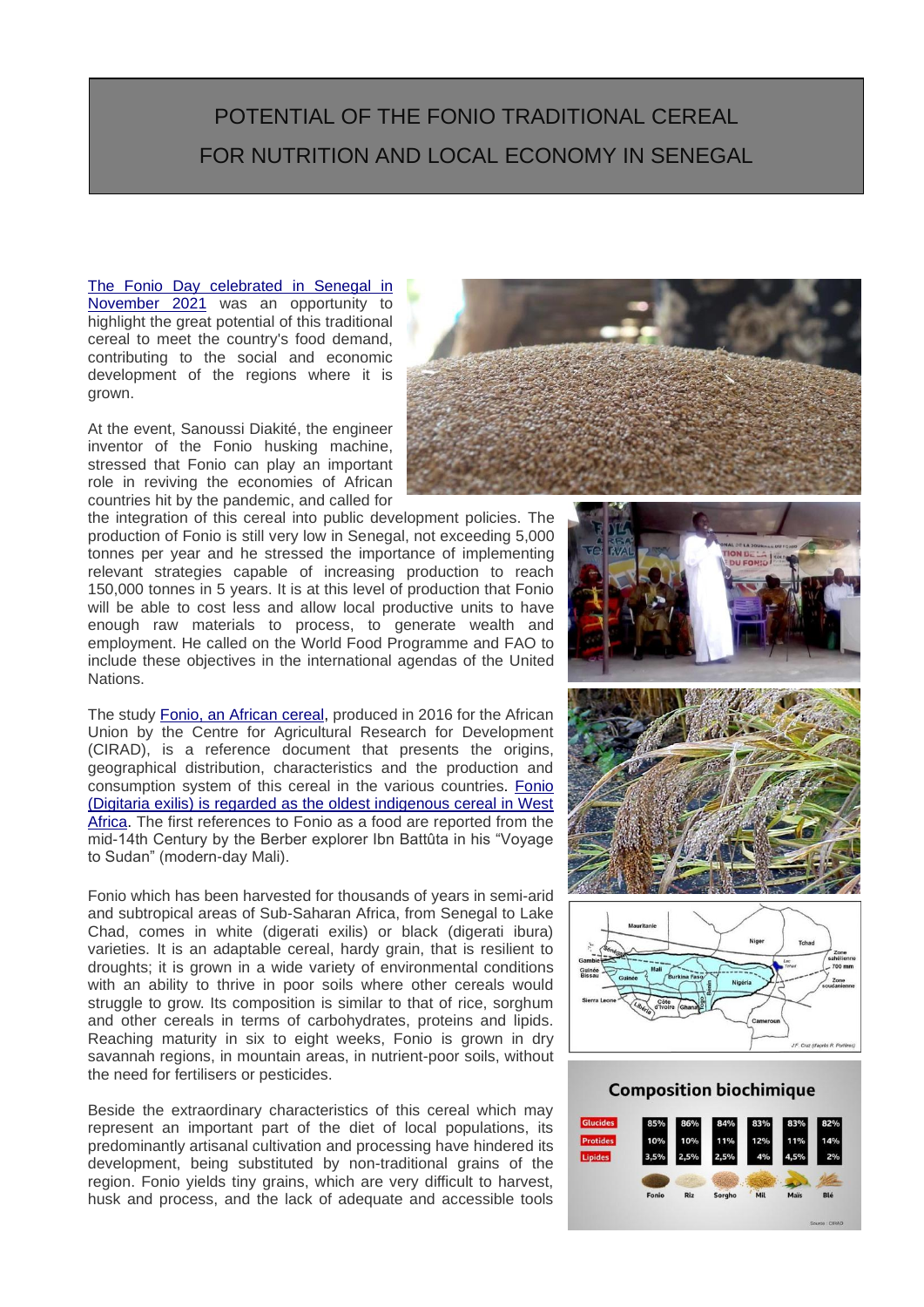# POTENTIAL OF THE FONIO TRADITIONAL CEREAL FOR NUTRITION AND LOCAL ECONOMY IN SENEGAL

[The Fonio Day celebrated in Senegal in November 2021] was an opportunity to highlight the great potential of this traditional cereal to meet the country's food demand, contributing to the social and economic development of the regions where it is grown.

At the event, Sanoussi Diakité, the engineer inventor of the Fonio husking machine, stressed that Fonio can play an important role in reviving the economies of African countries hit by the pandemic, and called for the integration of this cereal into public development policies. The production of Fonio is still very low in Senegal, not exceeding 5,000 tonnes per year and he stressed the importance of implementing relevant strategies capable of increasing production to reach 150,000 tonnes in 5 years. It is at this level of production that Fonio will be able to cost less and allow local productive units to have enough raw materials to process, to generate wealth and employment. He called on the World Food Programme and FAO to include these objectives in the international agendas of the United Nations.

The study [Fonio, an African cereal], produced in 2016 for the African Union by the Centre for Agricultural Research for Development (CIRAD), is a reference document that presents the origins, geographical distribution, characteristics and the production and consumption system of this cereal in the various countries. [Fonio (Digitaria exilis) is regarded as the oldest indigenous cereal in West Africa]. The first references to Fonio as a food are reported from the mid-14th Century by the Berber explorer Ibn Battûta in his "Voyage to Sudan" (modern-day Mali).

Fonio which has been harvested for thousands of years in semi-arid and subtropical areas of Sub-Saharan Africa, from Senegal to Lake Chad, comes in white (digerati exilis) or black (digerati ibura) varieties. It is an adaptable cereal, hardy grain, that is resilient to droughts; it is grown in a wide variety of environmental conditions with an ability to thrive in poor soils where other cereals would struggle to grow. Its composition is similar to that of rice, sorghum and other cereals in terms of carbohydrates, proteins and lipids. Reaching maturity in six to eight weeks, Fonio is grown in dry savannah regions, in mountain areas, in nutrient-poor soils, without the need for fertilisers or pesticides.

Beside the extraordinary characteristics of this cereal which may represent an important part of the diet of local populations, its predominantly artisanal cultivation and processing have hindered its development, being substituted by non-traditional grains of the region. Fonio yields tiny grains, which are very difficult to harvest, husk and process, and the lack of adequate and accessible tools

**Composition biochimique**

| | Fonio | Riz | Sorgho | Mil | Maïs | Blé |
|---|---|---|---|---|---|---|
| Glucides | 85% | 86% | 84% | 83% | 83% | 82% |
| Protides | 10% | 10% | 11% | 12% | 11% | 14% |
| Lipides | 3,5% | 2,5% | 2,5% | 4% | 4,5% | 2% |

Source : CIRAD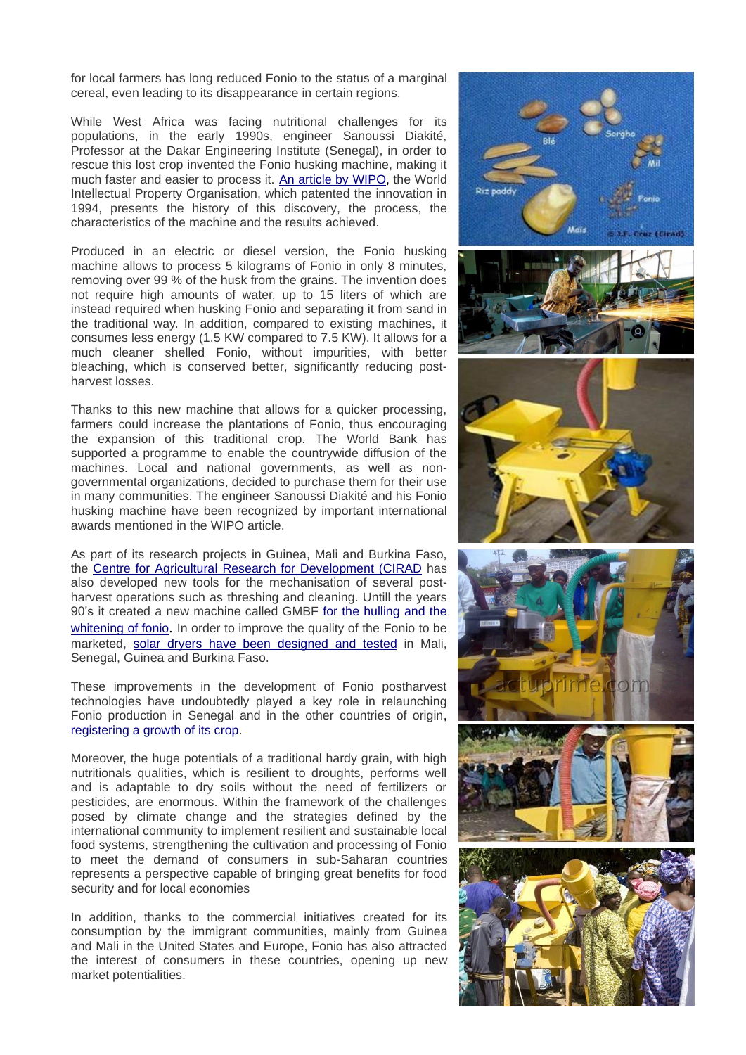for local farmers has long reduced Fonio to the status of a marginal cereal, even leading to its disappearance in certain regions.

While West Africa was facing nutritional challenges for its populations, in the early 1990s, engineer Sanoussi Diakité, Professor at the Dakar Engineering Institute (Senegal), in order to rescue this lost crop invented the Fonio husking machine, making it much faster and easier to process it. An article by WIPO, the World Intellectual Property Organisation, which patented the innovation in 1994, presents the history of this discovery, the process, the characteristics of the machine and the results achieved.

Produced in an electric or diesel version, the Fonio husking machine allows to process 5 kilograms of Fonio in only 8 minutes, removing over 99 % of the husk from the grains. The invention does not require high amounts of water, up to 15 liters of which are instead required when husking Fonio and separating it from sand in the traditional way. In addition, compared to existing machines, it consumes less energy (1.5 KW compared to 7.5 KW). It allows for a much cleaner shelled Fonio, without impurities, with better bleaching, which is conserved better, significantly reducing post-harvest losses.

Thanks to this new machine that allows for a quicker processing, farmers could increase the plantations of Fonio, thus encouraging the expansion of this traditional crop. The World Bank has supported a programme to enable the countrywide diffusion of the machines. Local and national governments, as well as non-governmental organizations, decided to purchase them for their use in many communities. The engineer Sanoussi Diakité and his Fonio husking machine have been recognized by important international awards mentioned in the WIPO article.

As part of its research projects in Guinea, Mali and Burkina Faso, the Centre for Agricultural Research for Development (CIRAD has also developed new tools for the mechanisation of several post-harvest operations such as threshing and cleaning. Untill the years 90's it created a new machine called GMBF for the hulling and the whitening of fonio. In order to improve the quality of the Fonio to be marketed, solar dryers have been designed and tested in Mali, Senegal, Guinea and Burkina Faso.

These improvements in the development of Fonio postharvest technologies have undoubtedly played a key role in relaunching Fonio production in Senegal and in the other countries of origin, registering a growth of its crop.

Moreover, the huge potentials of a traditional hardy grain, with high nutritionals qualities, which is resilient to droughts, performs well and is adaptable to dry soils without the need of fertilizers or pesticides, are enormous. Within the framework of the challenges posed by climate change and the strategies defined by the international community to implement resilient and sustainable local food systems, strengthening the cultivation and processing of Fonio to meet the demand of consumers in sub-Saharan countries represents a perspective capable of bringing great benefits for food security and for local economies

In addition, thanks to the commercial initiatives created for its consumption by the immigrant communities, mainly from Guinea and Mali in the United States and Europe, Fonio has also attracted the interest of consumers in these countries, opening up new market potentialities.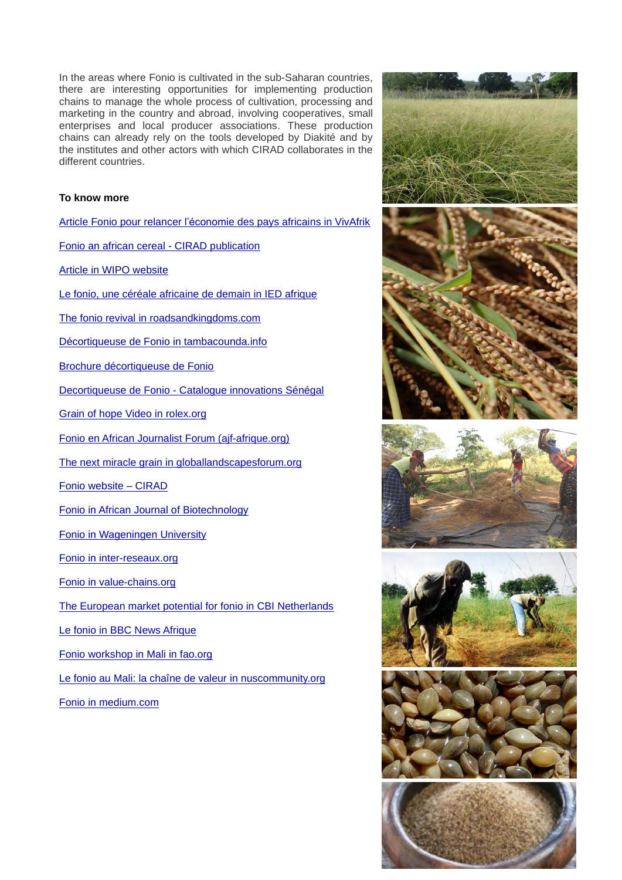In the areas where Fonio is cultivated in the sub-Saharan countries, there are interesting opportunities for implementing production chains to manage the whole process of cultivation, processing and marketing in the country and abroad, involving cooperatives, small enterprises and local producer associations. These production chains can already rely on the tools developed by Diakité and by the institutes and other actors with which CIRAD collaborates in the different countries.

**To know more**

Article Fonio pour relancer l'économie des pays africains in VivAfrik

Fonio an african cereal - CIRAD publication

Article in WIPO website

Le fonio, une céréale africaine de demain in IED afrique

The fonio revival in roadsandkingdoms.com

Décortiqueuse de Fonio in tambacounda.info

Brochure décortiqueuse de Fonio

Decortiqueuse de Fonio - Catalogue innovations Sénégal

Grain of hope Video in rolex.org

Fonio en African Journalist Forum (ajf-afrique.org)

The next miracle grain in globallandscapesforum.org

Fonio website – CIRAD

Fonio in African Journal of Biotechnology

Fonio in Wageningen University

Fonio in inter-reseaux.org

Fonio in value-chains.org

The European market potential for fonio in CBI Netherlands

Le fonio in BBC News Afrique

Fonio workshop in Mali in fao.org

Le fonio au Mali: la chaîne de valeur in nuscommunity.org

Fonio in medium.com